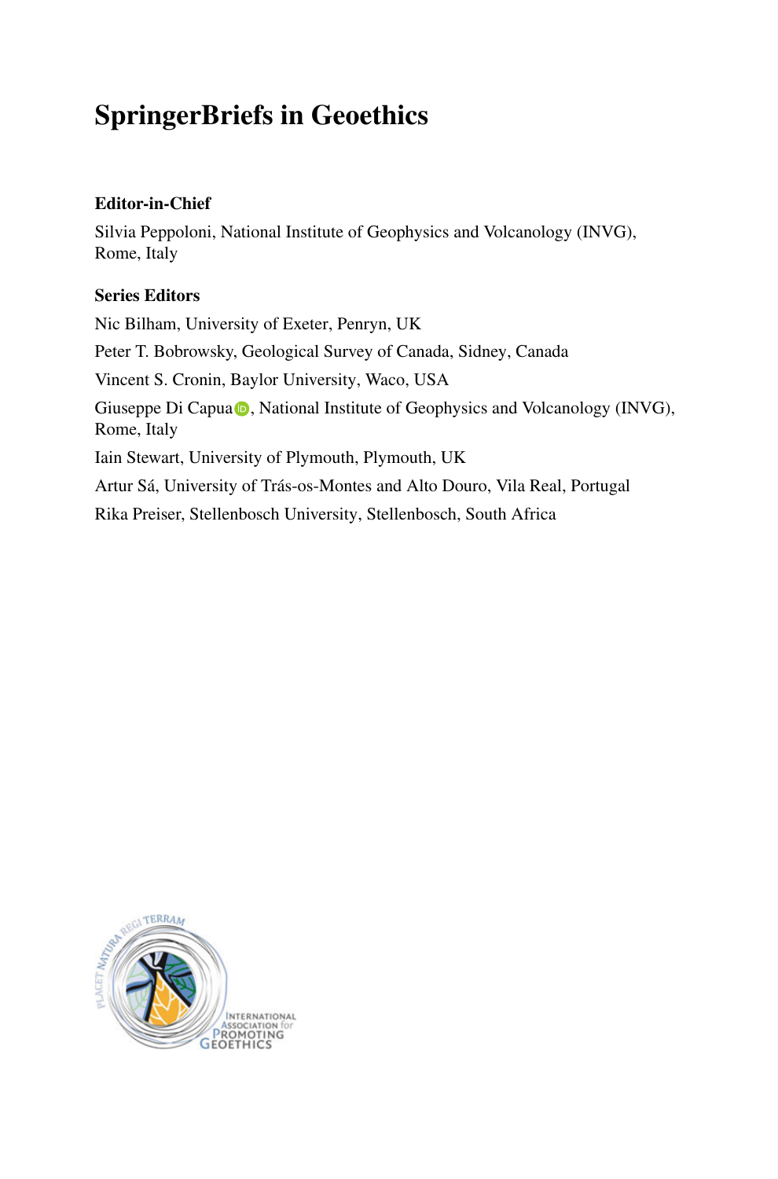# SpringerBriefs in Geoethics

**Editor-in-Chief**

Silvia Peppoloni, National Institute of Geophysics and Volcanology (INVG), Rome, Italy

**Series Editors**

Nic Bilham, University of Exeter, Penryn, UK

Peter T. Bobrowsky, Geological Survey of Canada, Sidney, Canada

Vincent S. Cronin, Baylor University, Waco, USA

Giuseppe Di Capua, National Institute of Geophysics and Volcanology (INVG), Rome, Italy

Iain Stewart, University of Plymouth, Plymouth, UK

Artur Sá, University of Trás-os-Montes and Alto Douro, Vila Real, Portugal

Rika Preiser, Stellenbosch University, Stellenbosch, South Africa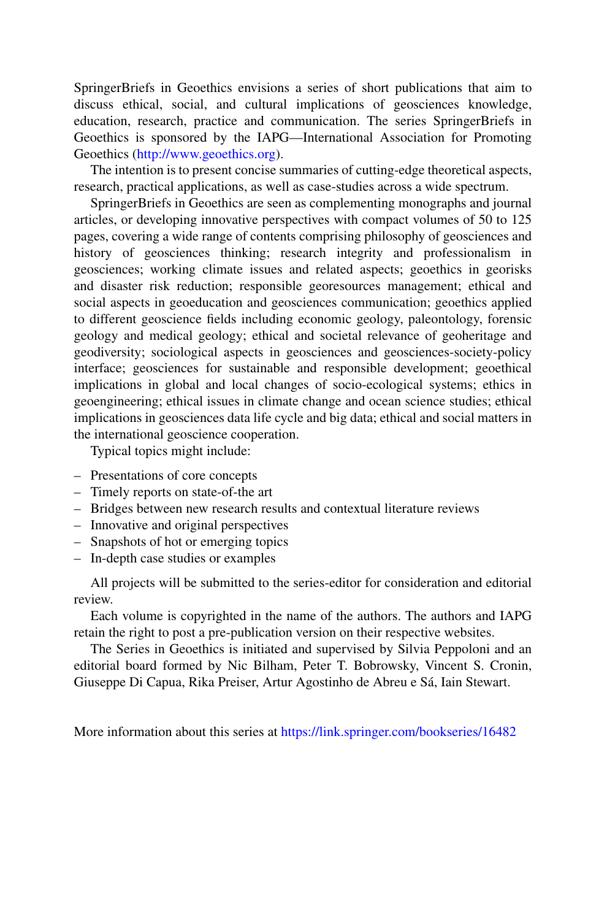SpringerBriefs in Geoethics envisions a series of short publications that aim to discuss ethical, social, and cultural implications of geosciences knowledge, education, research, practice and communication. The series SpringerBriefs in Geoethics is sponsored by the IAPG—International Association for Promoting Geoethics (http://www.geoethics.org).

The intention is to present concise summaries of cutting-edge theoretical aspects, research, practical applications, as well as case-studies across a wide spectrum.

SpringerBriefs in Geoethics are seen as complementing monographs and journal articles, or developing innovative perspectives with compact volumes of 50 to 125 pages, covering a wide range of contents comprising philosophy of geosciences and history of geosciences thinking; research integrity and professionalism in geosciences; working climate issues and related aspects; geoethics in georisks and disaster risk reduction; responsible georesources management; ethical and social aspects in geoeducation and geosciences communication; geoethics applied to different geoscience fields including economic geology, paleontology, forensic geology and medical geology; ethical and societal relevance of geoheritage and geodiversity; sociological aspects in geosciences and geosciences-society-policy interface; geosciences for sustainable and responsible development; geoethical implications in global and local changes of socio-ecological systems; ethics in geoengineering; ethical issues in climate change and ocean science studies; ethical implications in geosciences data life cycle and big data; ethical and social matters in the international geoscience cooperation.

Typical topics might include:

– Presentations of core concepts
– Timely reports on state-of-the art
– Bridges between new research results and contextual literature reviews
– Innovative and original perspectives
– Snapshots of hot or emerging topics
– In-depth case studies or examples

All projects will be submitted to the series-editor for consideration and editorial review.

Each volume is copyrighted in the name of the authors. The authors and IAPG retain the right to post a pre-publication version on their respective websites.

The Series in Geoethics is initiated and supervised by Silvia Peppoloni and an editorial board formed by Nic Bilham, Peter T. Bobrowsky, Vincent S. Cronin, Giuseppe Di Capua, Rika Preiser, Artur Agostinho de Abreu e Sá, Iain Stewart.

More information about this series at https://link.springer.com/bookseries/16482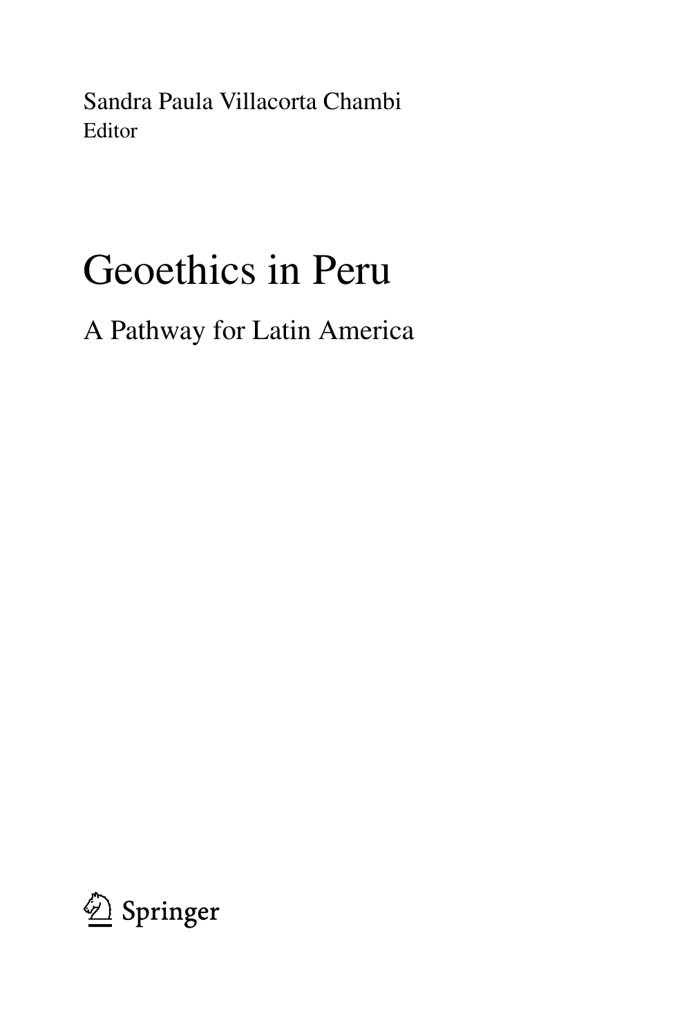Sandra Paula Villacorta Chambi
Editor

# Geoethics in Peru

## A Pathway for Latin America

Springer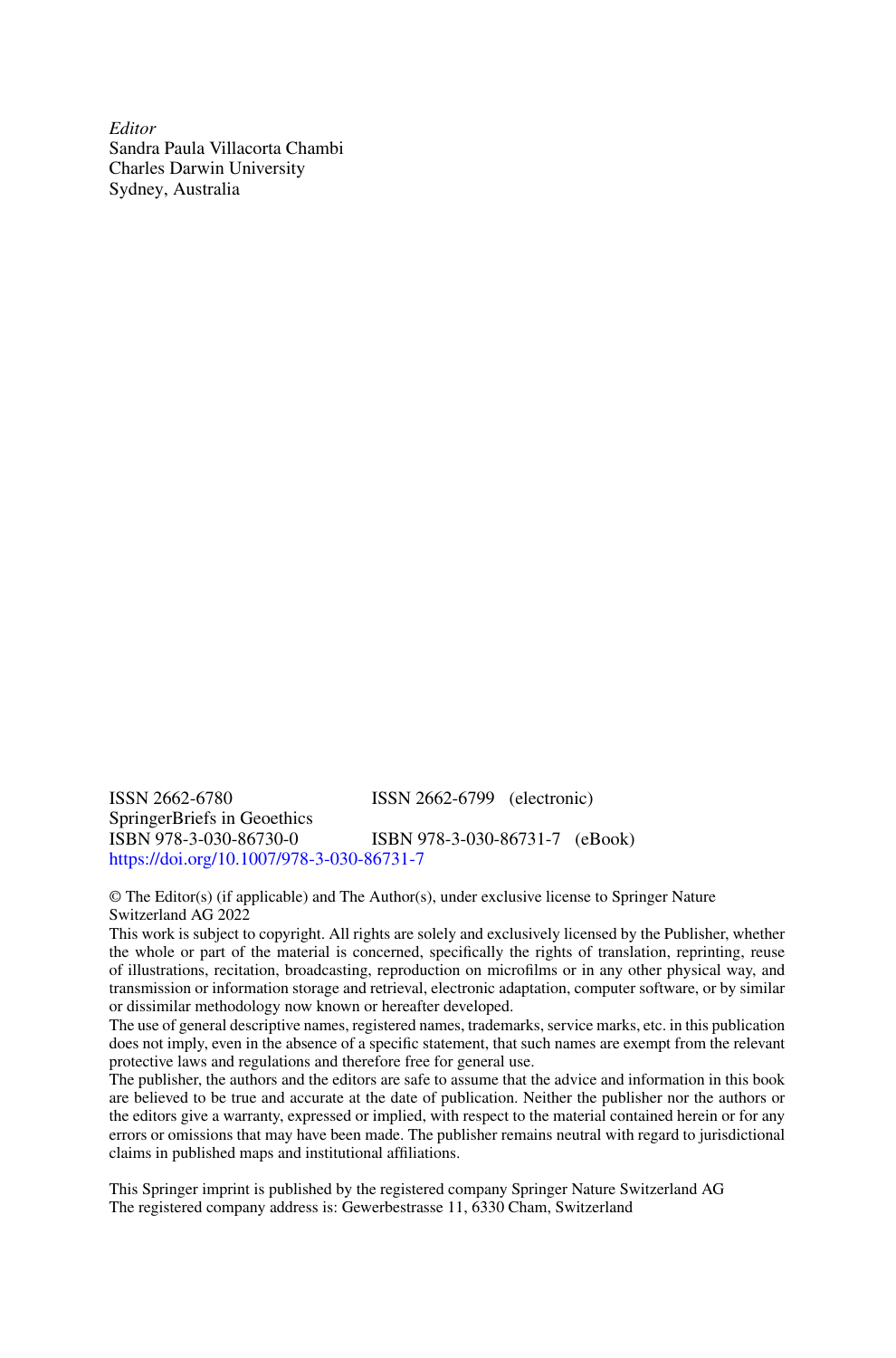*Editor*
Sandra Paula Villacorta Chambi
Charles Darwin University
Sydney, Australia

ISSN 2662-6780 ISSN 2662-6799 (electronic)
SpringerBriefs in Geoethics
ISBN 978-3-030-86730-0 ISBN 978-3-030-86731-7 (eBook)
https://doi.org/10.1007/978-3-030-86731-7

© The Editor(s) (if applicable) and The Author(s), under exclusive license to Springer Nature Switzerland AG 2022

This work is subject to copyright. All rights are solely and exclusively licensed by the Publisher, whether the whole or part of the material is concerned, specifically the rights of translation, reprinting, reuse of illustrations, recitation, broadcasting, reproduction on microfilms or in any other physical way, and transmission or information storage and retrieval, electronic adaptation, computer software, or by similar or dissimilar methodology now known or hereafter developed.

The use of general descriptive names, registered names, trademarks, service marks, etc. in this publication does not imply, even in the absence of a specific statement, that such names are exempt from the relevant protective laws and regulations and therefore free for general use.

The publisher, the authors and the editors are safe to assume that the advice and information in this book are believed to be true and accurate at the date of publication. Neither the publisher nor the authors or the editors give a warranty, expressed or implied, with respect to the material contained herein or for any errors or omissions that may have been made. The publisher remains neutral with regard to jurisdictional claims in published maps and institutional affiliations.

This Springer imprint is published by the registered company Springer Nature Switzerland AG
The registered company address is: Gewerbestrasse 11, 6330 Cham, Switzerland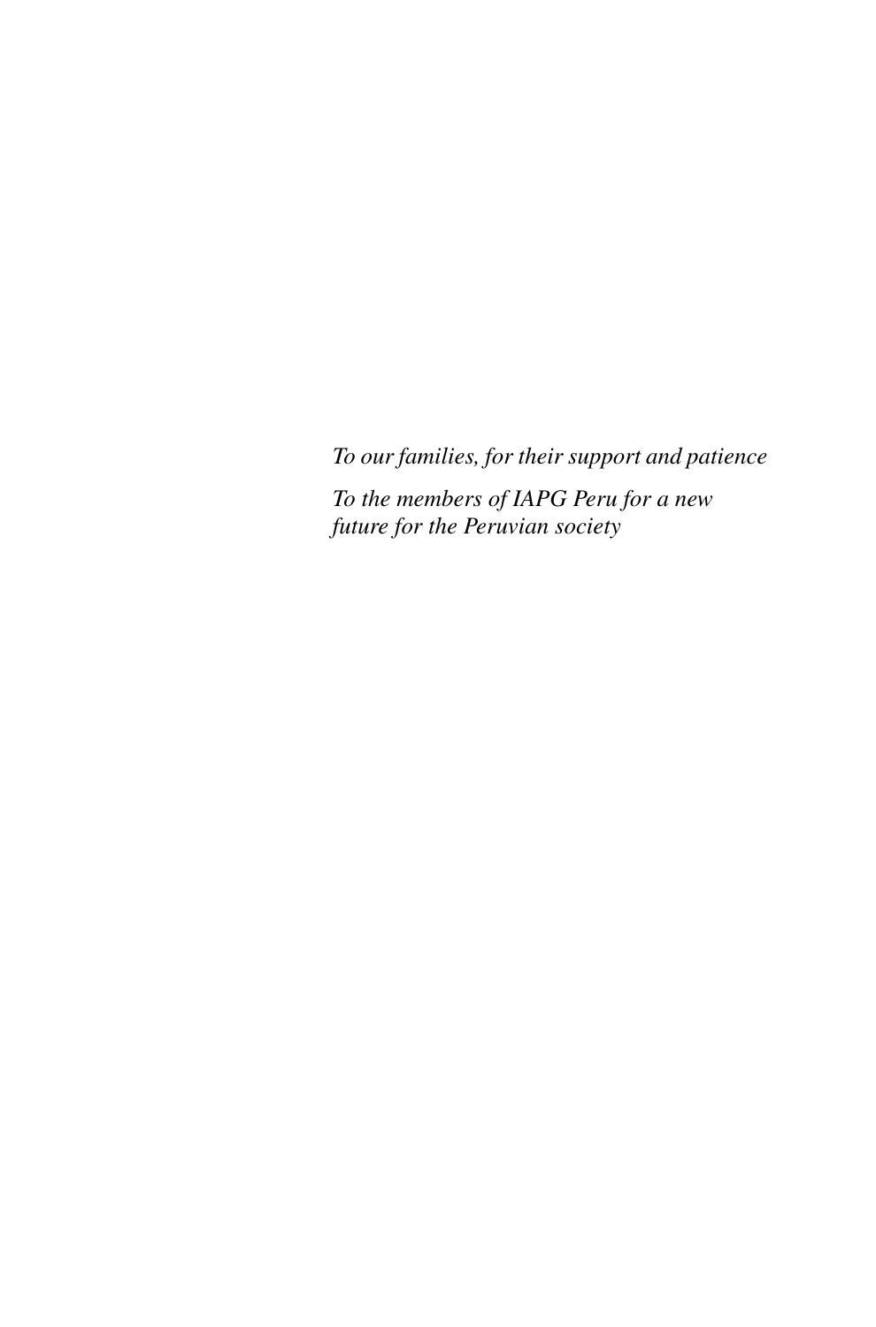*To our families, for their support and patience*

*To the members of IAPG Peru for a new future for the Peruvian society*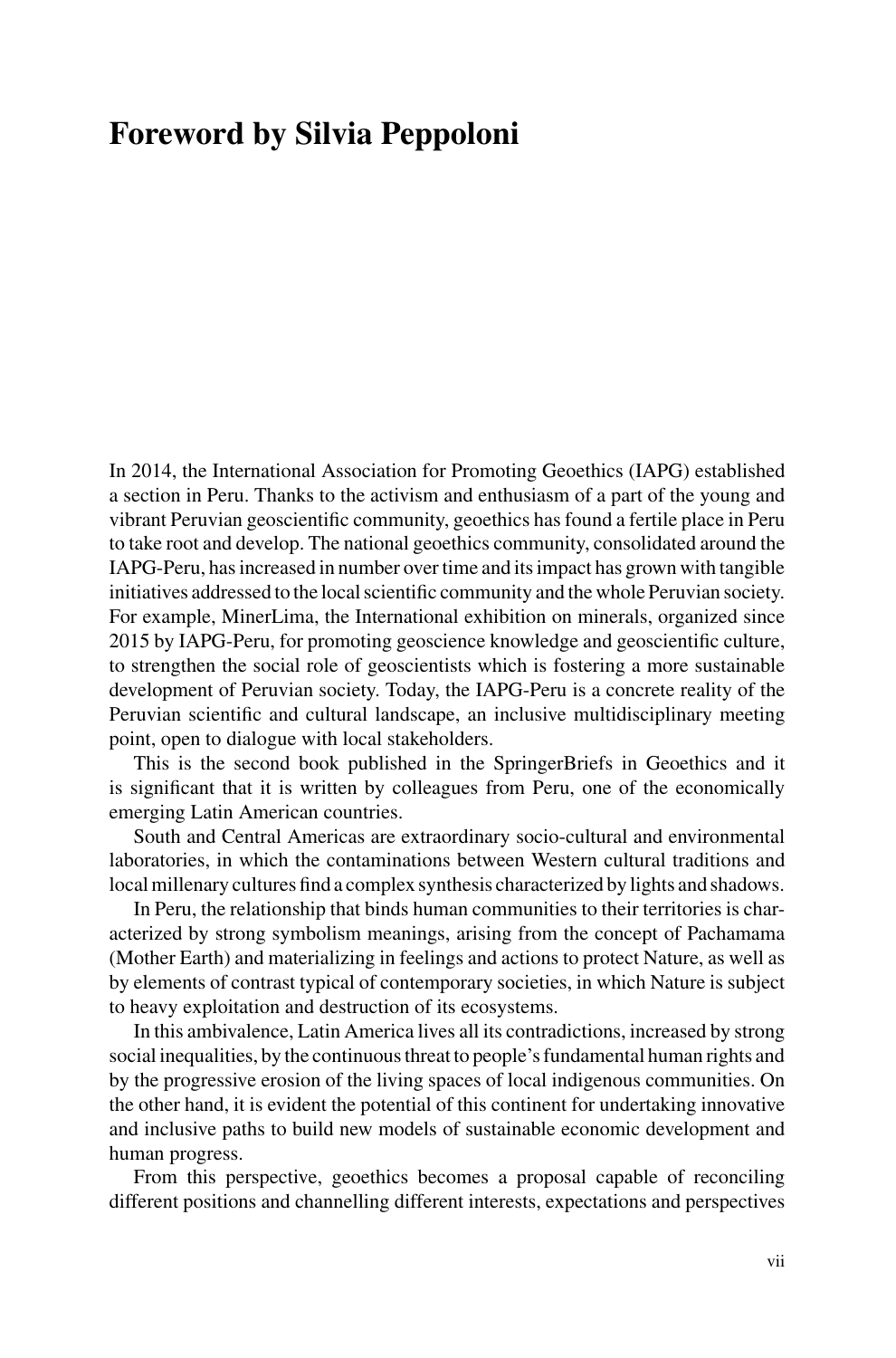# Foreword by Silvia Peppoloni

In 2014, the International Association for Promoting Geoethics (IAPG) established a section in Peru. Thanks to the activism and enthusiasm of a part of the young and vibrant Peruvian geoscientific community, geoethics has found a fertile place in Peru to take root and develop. The national geoethics community, consolidated around the IAPG-Peru, has increased in number over time and its impact has grown with tangible initiatives addressed to the local scientific community and the whole Peruvian society. For example, MinerLima, the International exhibition on minerals, organized since 2015 by IAPG-Peru, for promoting geoscience knowledge and geoscientific culture, to strengthen the social role of geoscientists which is fostering a more sustainable development of Peruvian society. Today, the IAPG-Peru is a concrete reality of the Peruvian scientific and cultural landscape, an inclusive multidisciplinary meeting point, open to dialogue with local stakeholders.

This is the second book published in the SpringerBriefs in Geoethics and it is significant that it is written by colleagues from Peru, one of the economically emerging Latin American countries.

South and Central Americas are extraordinary socio-cultural and environmental laboratories, in which the contaminations between Western cultural traditions and local millenary cultures find a complex synthesis characterized by lights and shadows.

In Peru, the relationship that binds human communities to their territories is characterized by strong symbolism meanings, arising from the concept of Pachamama (Mother Earth) and materializing in feelings and actions to protect Nature, as well as by elements of contrast typical of contemporary societies, in which Nature is subject to heavy exploitation and destruction of its ecosystems.

In this ambivalence, Latin America lives all its contradictions, increased by strong social inequalities, by the continuous threat to people's fundamental human rights and by the progressive erosion of the living spaces of local indigenous communities. On the other hand, it is evident the potential of this continent for undertaking innovative and inclusive paths to build new models of sustainable economic development and human progress.

From this perspective, geoethics becomes a proposal capable of reconciling different positions and channelling different interests, expectations and perspectives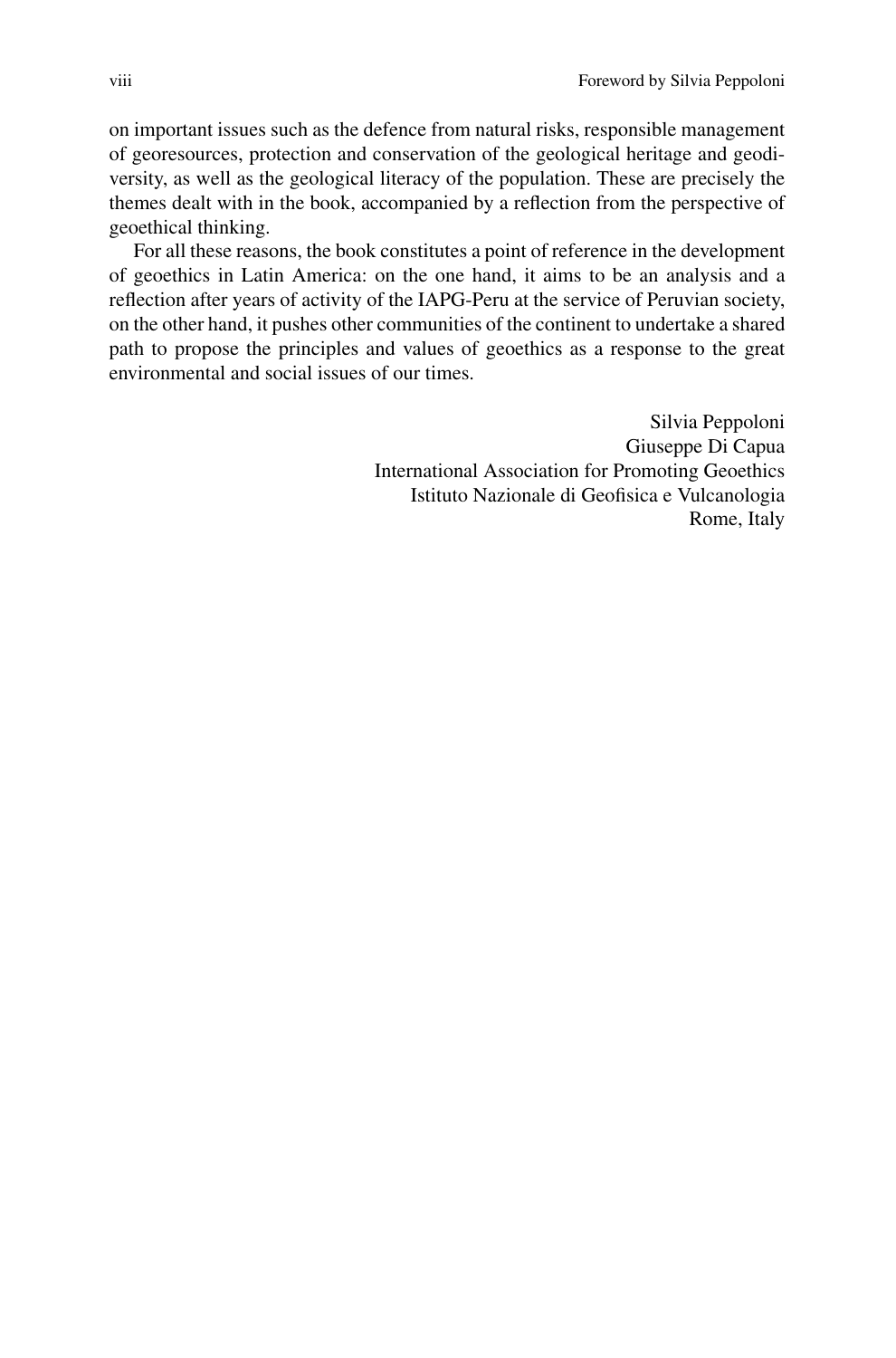on important issues such as the defence from natural risks, responsible management of georesources, protection and conservation of the geological heritage and geodiversity, as well as the geological literacy of the population. These are precisely the themes dealt with in the book, accompanied by a reflection from the perspective of geoethical thinking.

For all these reasons, the book constitutes a point of reference in the development of geoethics in Latin America: on the one hand, it aims to be an analysis and a reflection after years of activity of the IAPG-Peru at the service of Peruvian society, on the other hand, it pushes other communities of the continent to undertake a shared path to propose the principles and values of geoethics as a response to the great environmental and social issues of our times.

Silvia Peppoloni  
Giuseppe Di Capua  
International Association for Promoting Geoethics  
Istituto Nazionale di Geofisica e Vulcanologia  
Rome, Italy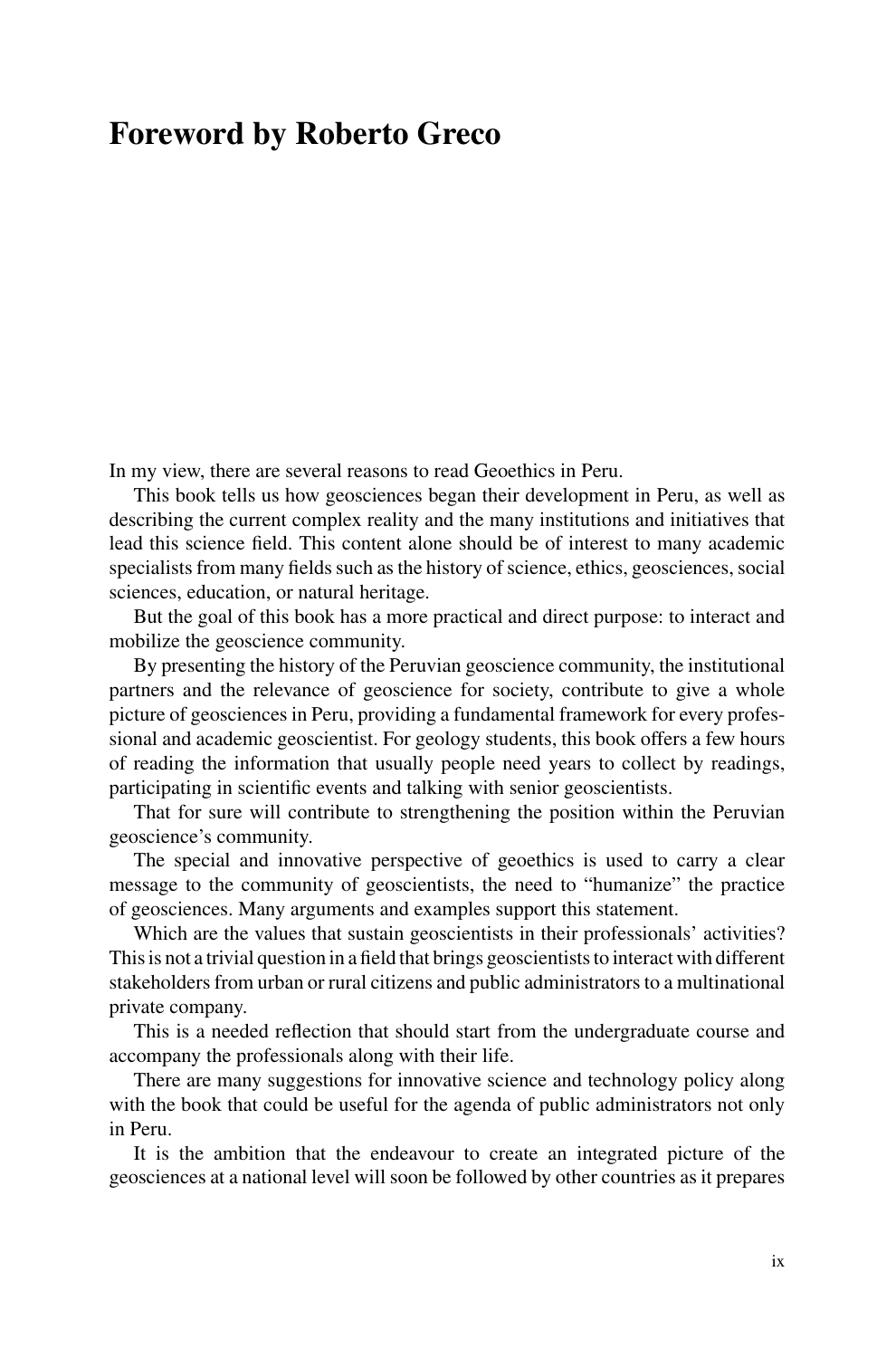# Foreword by Roberto Greco

In my view, there are several reasons to read Geoethics in Peru.

This book tells us how geosciences began their development in Peru, as well as describing the current complex reality and the many institutions and initiatives that lead this science field. This content alone should be of interest to many academic specialists from many fields such as the history of science, ethics, geosciences, social sciences, education, or natural heritage.

But the goal of this book has a more practical and direct purpose: to interact and mobilize the geoscience community.

By presenting the history of the Peruvian geoscience community, the institutional partners and the relevance of geoscience for society, contribute to give a whole picture of geosciences in Peru, providing a fundamental framework for every professional and academic geoscientist. For geology students, this book offers a few hours of reading the information that usually people need years to collect by readings, participating in scientific events and talking with senior geoscientists.

That for sure will contribute to strengthening the position within the Peruvian geoscience's community.

The special and innovative perspective of geoethics is used to carry a clear message to the community of geoscientists, the need to "humanize" the practice of geosciences. Many arguments and examples support this statement.

Which are the values that sustain geoscientists in their professionals' activities? This is not a trivial question in a field that brings geoscientists to interact with different stakeholders from urban or rural citizens and public administrators to a multinational private company.

This is a needed reflection that should start from the undergraduate course and accompany the professionals along with their life.

There are many suggestions for innovative science and technology policy along with the book that could be useful for the agenda of public administrators not only in Peru.

It is the ambition that the endeavour to create an integrated picture of the geosciences at a national level will soon be followed by other countries as it prepares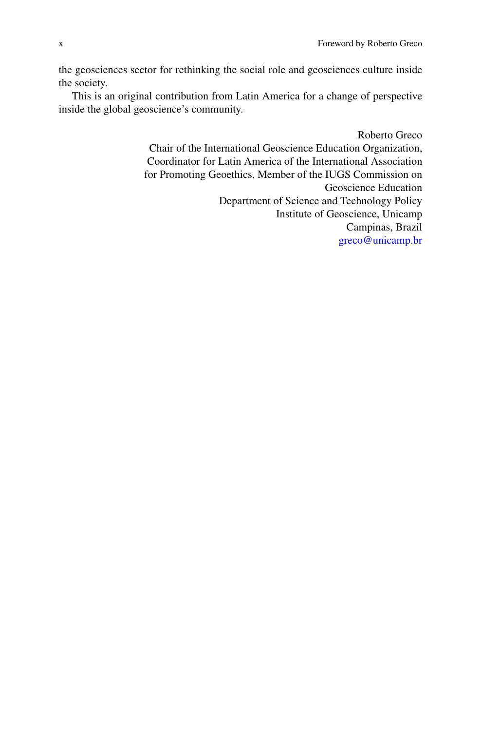the geosciences sector for rethinking the social role and geosciences culture inside the society.

This is an original contribution from Latin America for a change of perspective inside the global geoscience's community.

Roberto Greco
Chair of the International Geoscience Education Organization,
Coordinator for Latin America of the International Association
for Promoting Geoethics, Member of the IUGS Commission on
Geoscience Education
Department of Science and Technology Policy
Institute of Geoscience, Unicamp
Campinas, Brazil
greco@unicamp.br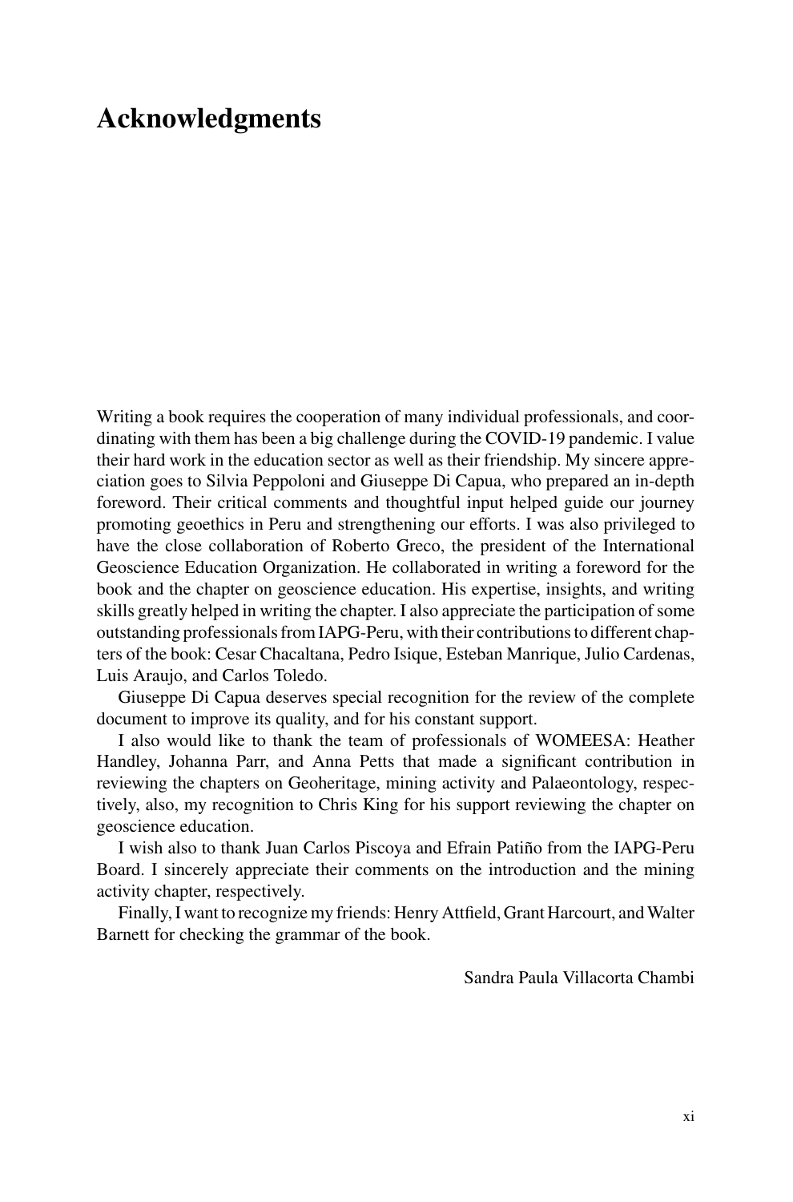# Acknowledgments

Writing a book requires the cooperation of many individual professionals, and coordinating with them has been a big challenge during the COVID-19 pandemic. I value their hard work in the education sector as well as their friendship. My sincere appreciation goes to Silvia Peppoloni and Giuseppe Di Capua, who prepared an in-depth foreword. Their critical comments and thoughtful input helped guide our journey promoting geoethics in Peru and strengthening our efforts. I was also privileged to have the close collaboration of Roberto Greco, the president of the International Geoscience Education Organization. He collaborated in writing a foreword for the book and the chapter on geoscience education. His expertise, insights, and writing skills greatly helped in writing the chapter. I also appreciate the participation of some outstanding professionals from IAPG-Peru, with their contributions to different chapters of the book: Cesar Chacaltana, Pedro Isique, Esteban Manrique, Julio Cardenas, Luis Araujo, and Carlos Toledo.

Giuseppe Di Capua deserves special recognition for the review of the complete document to improve its quality, and for his constant support.

I also would like to thank the team of professionals of WOMEESA: Heather Handley, Johanna Parr, and Anna Petts that made a significant contribution in reviewing the chapters on Geoheritage, mining activity and Palaeontology, respectively, also, my recognition to Chris King for his support reviewing the chapter on geoscience education.

I wish also to thank Juan Carlos Piscoya and Efrain Patiño from the IAPG-Peru Board. I sincerely appreciate their comments on the introduction and the mining activity chapter, respectively.

Finally, I want to recognize my friends: Henry Attfield, Grant Harcourt, and Walter Barnett for checking the grammar of the book.

Sandra Paula Villacorta Chambi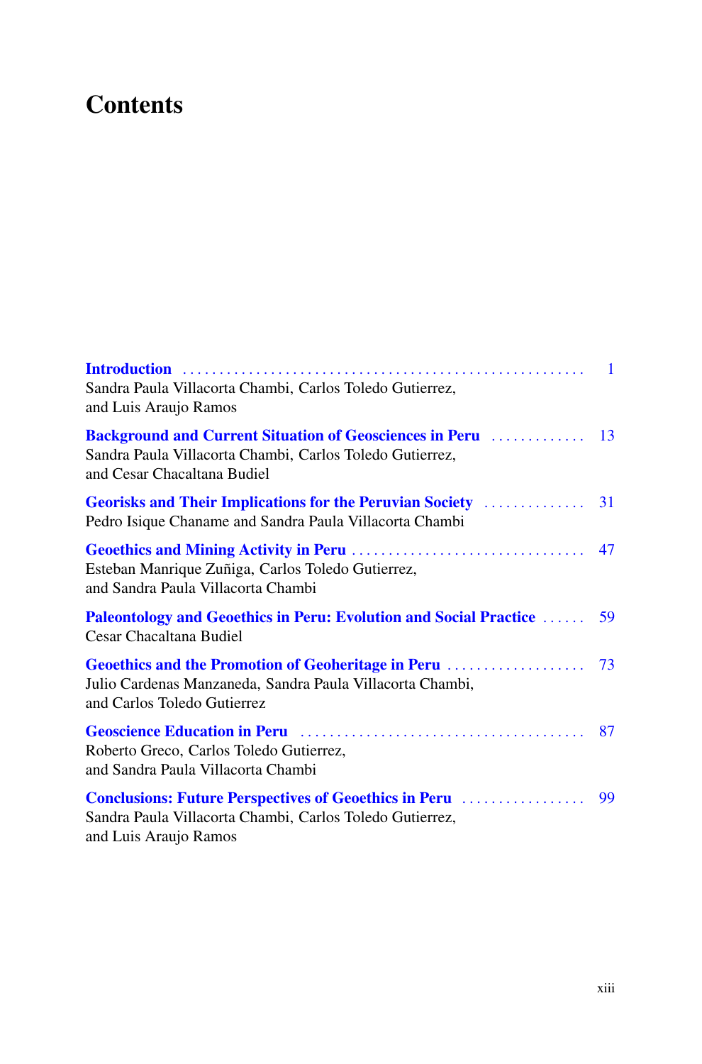# Contents

**Introduction** .......................................................... 1
Sandra Paula Villacorta Chambi, Carlos Toledo Gutierrez,
and Luis Araujo Ramos

**Background and Current Situation of Geosciences in Peru** ............. 13
Sandra Paula Villacorta Chambi, Carlos Toledo Gutierrez,
and Cesar Chacaltana Budiel

**Georisks and Their Implications for the Peruvian Society** .............. 31
Pedro Isique Chaname and Sandra Paula Villacorta Chambi

**Geoethics and Mining Activity in Peru** ................................ 47
Esteban Manrique Zuñiga, Carlos Toledo Gutierrez,
and Sandra Paula Villacorta Chambi

**Paleontology and Geoethics in Peru: Evolution and Social Practice** ...... 59
Cesar Chacaltana Budiel

**Geoethics and the Promotion of Geoheritage in Peru** ................... 73
Julio Cardenas Manzaneda, Sandra Paula Villacorta Chambi,
and Carlos Toledo Gutierrez

**Geoscience Education in Peru** ....................................... 87
Roberto Greco, Carlos Toledo Gutierrez,
and Sandra Paula Villacorta Chambi

**Conclusions: Future Perspectives of Geoethics in Peru** ................. 99
Sandra Paula Villacorta Chambi, Carlos Toledo Gutierrez,
and Luis Araujo Ramos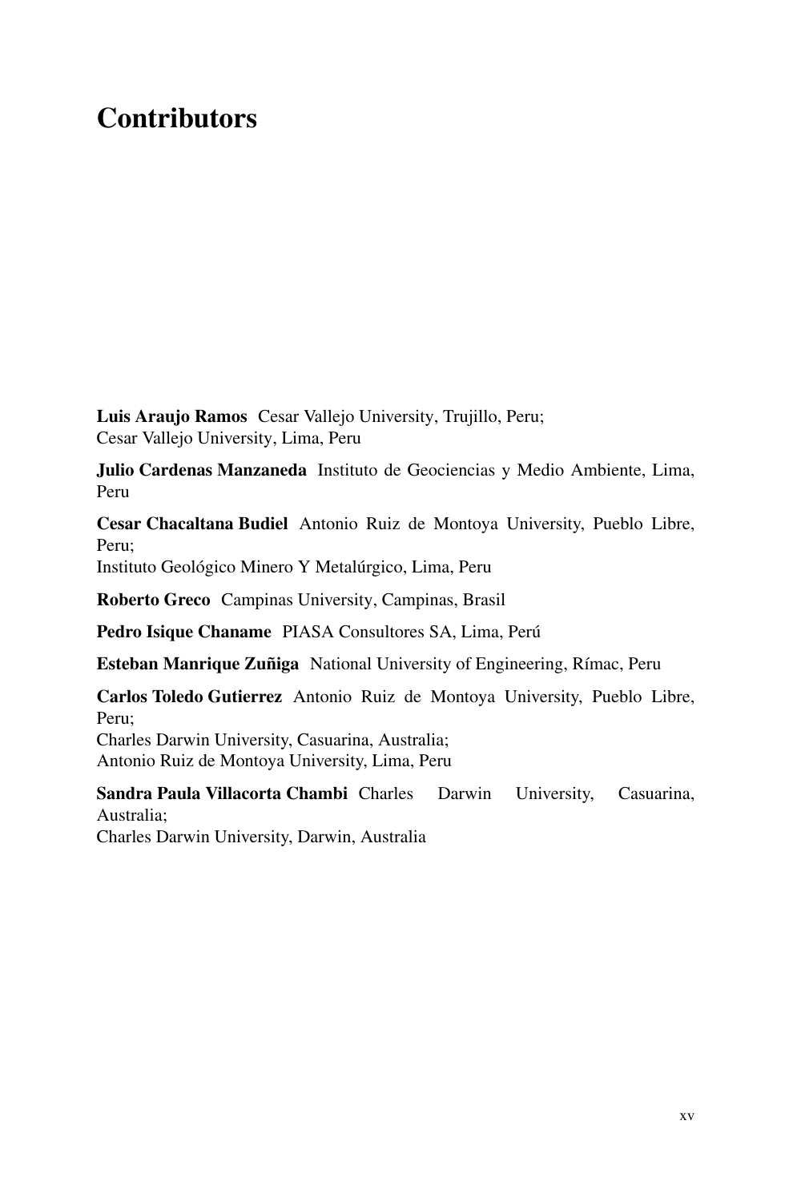# Contributors

**Luis Araujo Ramos** Cesar Vallejo University, Trujillo, Peru;
Cesar Vallejo University, Lima, Peru

**Julio Cardenas Manzaneda** Instituto de Geociencias y Medio Ambiente, Lima, Peru

**Cesar Chacaltana Budiel** Antonio Ruiz de Montoya University, Pueblo Libre, Peru;
Instituto Geológico Minero Y Metalúrgico, Lima, Peru

**Roberto Greco** Campinas University, Campinas, Brasil

**Pedro Isique Chaname** PIASA Consultores SA, Lima, Perú

**Esteban Manrique Zuñiga** National University of Engineering, Rímac, Peru

**Carlos Toledo Gutierrez** Antonio Ruiz de Montoya University, Pueblo Libre, Peru;
Charles Darwin University, Casuarina, Australia;
Antonio Ruiz de Montoya University, Lima, Peru

**Sandra Paula Villacorta Chambi** Charles Darwin University, Casuarina, Australia;
Charles Darwin University, Darwin, Australia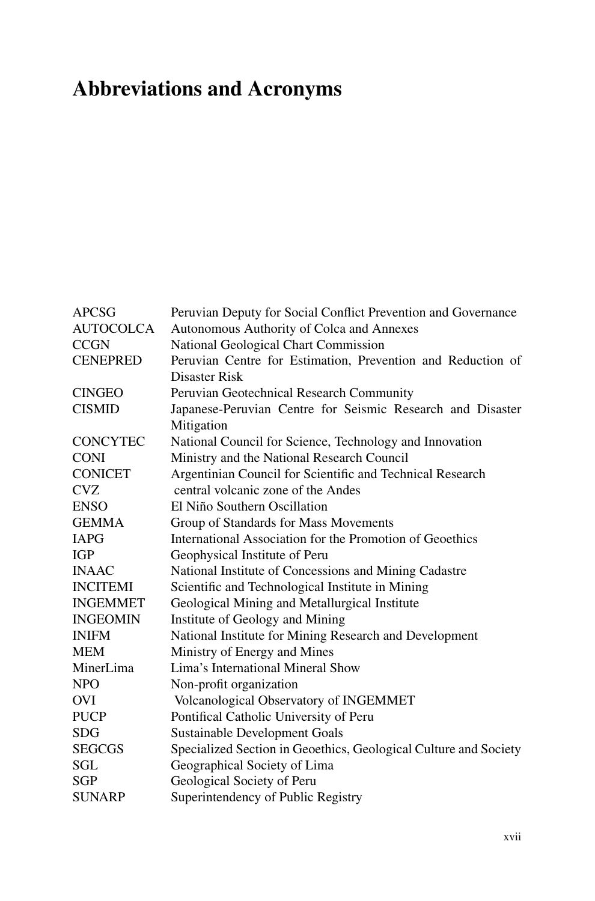# Abbreviations and Acronyms

| | |
|---|---|
| APCSG | Peruvian Deputy for Social Conflict Prevention and Governance |
| AUTOCOLCA | Autonomous Authority of Colca and Annexes |
| CCGN | National Geological Chart Commission |
| CENEPRED | Peruvian Centre for Estimation, Prevention and Reduction of Disaster Risk |
| CINGEO | Peruvian Geotechnical Research Community |
| CISMID | Japanese-Peruvian Centre for Seismic Research and Disaster Mitigation |
| CONCYTEC | National Council for Science, Technology and Innovation |
| CONI | Ministry and the National Research Council |
| CONICET | Argentinian Council for Scientific and Technical Research |
| CVZ | central volcanic zone of the Andes |
| ENSO | El Niño Southern Oscillation |
| GEMMA | Group of Standards for Mass Movements |
| IAPG | International Association for the Promotion of Geoethics |
| IGP | Geophysical Institute of Peru |
| INAAC | National Institute of Concessions and Mining Cadastre |
| INCITEMI | Scientific and Technological Institute in Mining |
| INGEMMET | Geological Mining and Metallurgical Institute |
| INGEOMIN | Institute of Geology and Mining |
| INIFM | National Institute for Mining Research and Development |
| MEM | Ministry of Energy and Mines |
| MinerLima | Lima's International Mineral Show |
| NPO | Non-profit organization |
| OVI | Volcanological Observatory of INGEMMET |
| PUCP | Pontifical Catholic University of Peru |
| SDG | Sustainable Development Goals |
| SEGCGS | Specialized Section in Geoethics, Geological Culture and Society |
| SGL | Geographical Society of Lima |
| SGP | Geological Society of Peru |
| SUNARP | Superintendency of Public Registry |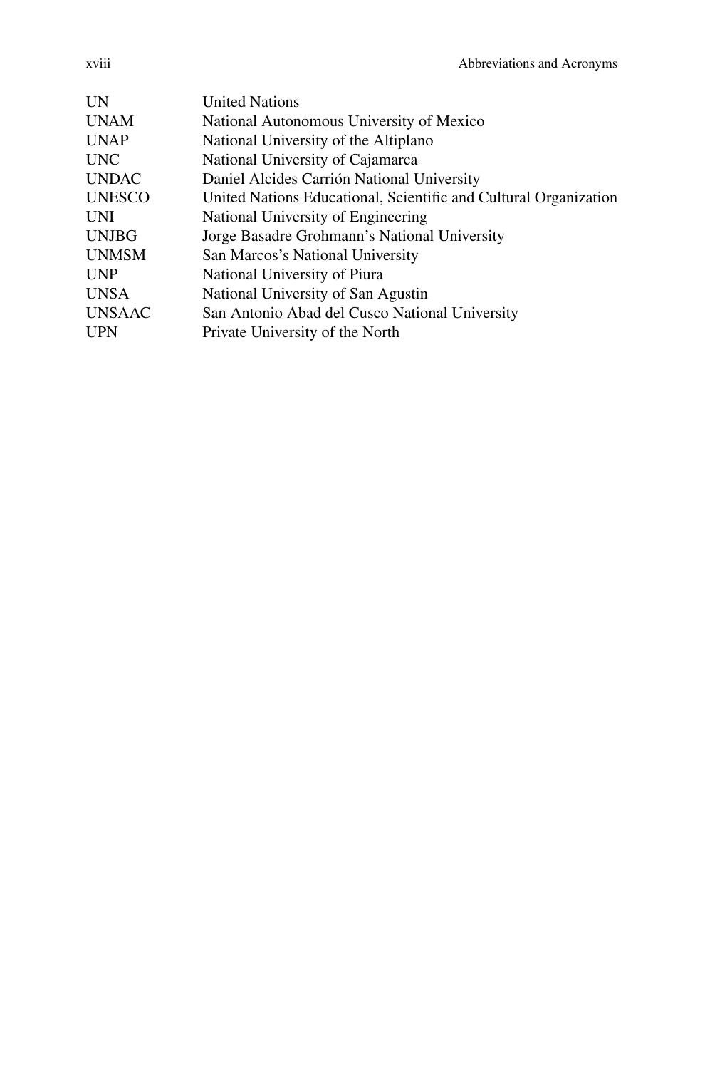| | |
|---|---|
| UN | United Nations |
| UNAM | National Autonomous University of Mexico |
| UNAP | National University of the Altiplano |
| UNC | National University of Cajamarca |
| UNDAC | Daniel Alcides Carrión National University |
| UNESCO | United Nations Educational, Scientific and Cultural Organization |
| UNI | National University of Engineering |
| UNJBG | Jorge Basadre Grohmann's National University |
| UNMSM | San Marcos's National University |
| UNP | National University of Piura |
| UNSA | National University of San Agustin |
| UNSAAC | San Antonio Abad del Cusco National University |
| UPN | Private University of the North |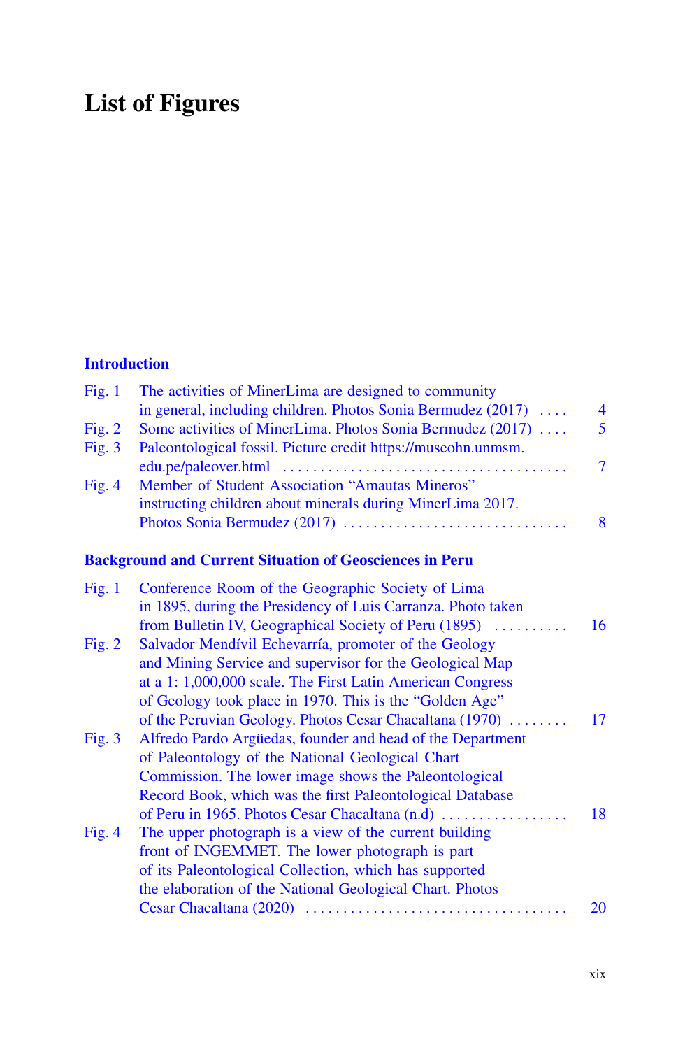# List of Figures

## Introduction

Fig. 1 The activities of MinerLima are designed to community in general, including children. Photos Sonia Bermudez (2017) .... 4

Fig. 2 Some activities of MinerLima. Photos Sonia Bermudez (2017) .... 5

Fig. 3 Paleontological fossil. Picture credit https://museohn.unmsm.edu.pe/paleover.html .... 7

Fig. 4 Member of Student Association "Amautas Mineros" instructing children about minerals during MinerLima 2017. Photos Sonia Bermudez (2017) .... 8

## Background and Current Situation of Geosciences in Peru

Fig. 1 Conference Room of the Geographic Society of Lima in 1895, during the Presidency of Luis Carranza. Photo taken from Bulletin IV, Geographical Society of Peru (1895) .... 16

Fig. 2 Salvador Mendívil Echevarría, promoter of the Geology and Mining Service and supervisor for the Geological Map at a 1: 1,000,000 scale. The First Latin American Congress of Geology took place in 1970. This is the "Golden Age" of the Peruvian Geology. Photos Cesar Chacaltana (1970) .... 17

Fig. 3 Alfredo Pardo Argüedas, founder and head of the Department of Paleontology of the National Geological Chart Commission. The lower image shows the Paleontological Record Book, which was the first Paleontological Database of Peru in 1965. Photos Cesar Chacaltana (n.d) .... 18

Fig. 4 The upper photograph is a view of the current building front of INGEMMET. The lower photograph is part of its Paleontological Collection, which has supported the elaboration of the National Geological Chart. Photos Cesar Chacaltana (2020) .... 20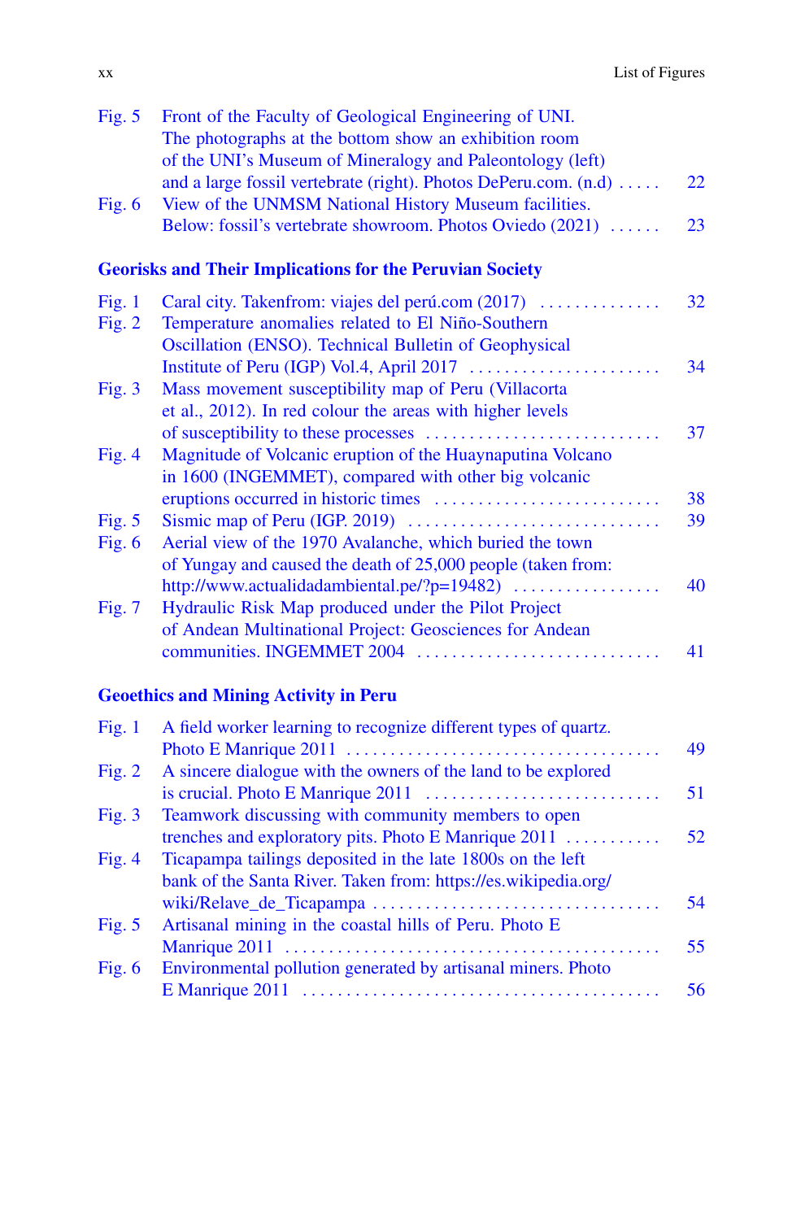Fig. 5 Front of the Faculty of Geological Engineering of UNI. The photographs at the bottom show an exhibition room of the UNI's Museum of Mineralogy and Paleontology (left) and a large fossil vertebrate (right). Photos DePeru.com. (n.d) ..... 22

Fig. 6 View of the UNMSM National History Museum facilities. Below: fossil's vertebrate showroom. Photos Oviedo (2021) ...... 23

## Georisks and Their Implications for the Peruvian Society

Fig. 1 Caral city. Takenfrom: viajes del perú.com (2017) .............. 32

Fig. 2 Temperature anomalies related to El Niño-Southern Oscillation (ENSO). Technical Bulletin of Geophysical Institute of Peru (IGP) Vol.4, April 2017 ...................... 34

Fig. 3 Mass movement susceptibility map of Peru (Villacorta et al., 2012). In red colour the areas with higher levels of susceptibility to these processes ........................... 37

Fig. 4 Magnitude of Volcanic eruption of the Huaynaputina Volcano in 1600 (INGEMMET), compared with other big volcanic eruptions occurred in historic times .......................... 38

Fig. 5 Sismic map of Peru (IGP. 2019) ............................. 39

Fig. 6 Aerial view of the 1970 Avalanche, which buried the town of Yungay and caused the death of 25,000 people (taken from: http://www.actualidadambiental.pe/?p=19482) ................. 40

Fig. 7 Hydraulic Risk Map produced under the Pilot Project of Andean Multinational Project: Geosciences for Andean communities. INGEMMET 2004 ............................ 41

## Geoethics and Mining Activity in Peru

Fig. 1 A field worker learning to recognize different types of quartz. Photo E Manrique 2011 .................................... 49

Fig. 2 A sincere dialogue with the owners of the land to be explored is crucial. Photo E Manrique 2011 ........................... 51

Fig. 3 Teamwork discussing with community members to open trenches and exploratory pits. Photo E Manrique 2011 ........... 52

Fig. 4 Ticapampa tailings deposited in the late 1800s on the left bank of the Santa River. Taken from: https://es.wikipedia.org/wiki/Relave_de_Ticapampa ................................. 54

Fig. 5 Artisanal mining in the coastal hills of Peru. Photo E Manrique 2011 ........................................... 55

Fig. 6 Environmental pollution generated by artisanal miners. Photo E Manrique 2011 ........................................ 56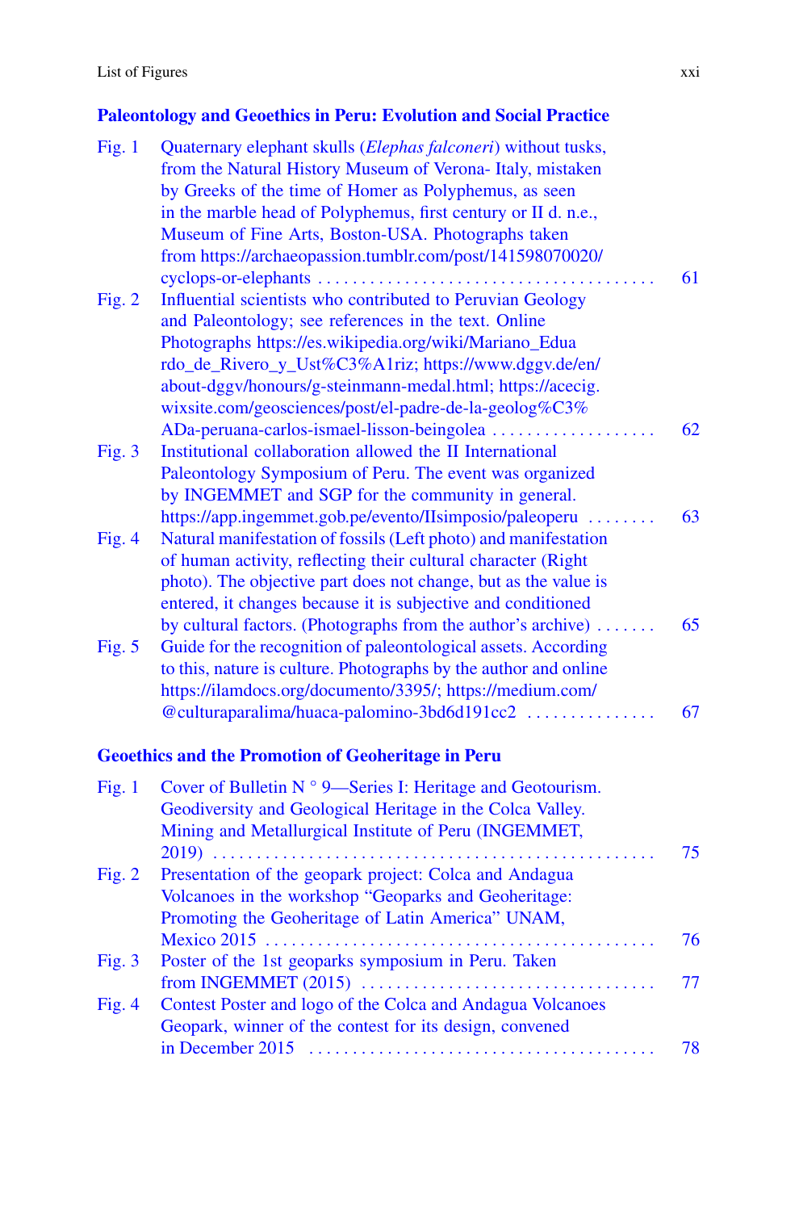### Paleontology and Geoethics in Peru: Evolution and Social Practice

Fig. 1 Quaternary elephant skulls (*Elephas falconeri*) without tusks, from the Natural History Museum of Verona- Italy, mistaken by Greeks of the time of Homer as Polyphemus, as seen in the marble head of Polyphemus, first century or II d. n.e., Museum of Fine Arts, Boston-USA. Photographs taken from https://archaeopassion.tumblr.com/post/141598070020/cyclops-or-elephants . . . . . . . . . . . . . . . . . . . . . . . . . . . . . . . . . . . . . 61

Fig. 2 Influential scientists who contributed to Peruvian Geology and Paleontology; see references in the text. Online Photographs https://es.wikipedia.org/wiki/Mariano_Eduardo_de_Rivero_y_Ust%C3%A1riz; https://www.dggv.de/en/about-dggv/honours/g-steinmann-medal.html; https://acecig.wixsite.com/geosciences/post/el-padre-de-la-geolog%C3%ADa-peruana-carlos-ismael-lisson-beingolea . . . . . . . . . . . . . . . . . . 62

Fig. 3 Institutional collaboration allowed the II International Paleontology Symposium of Peru. The event was organized by INGEMMET and SGP for the community in general. https://app.ingemmet.gob.pe/evento/IIsimposio/paleoperu . . . . . . . . 63

Fig. 4 Natural manifestation of fossils (Left photo) and manifestation of human activity, reflecting their cultural character (Right photo). The objective part does not change, but as the value is entered, it changes because it is subjective and conditioned by cultural factors. (Photographs from the author's archive) . . . . . . . 65

Fig. 5 Guide for the recognition of paleontological assets. According to this, nature is culture. Photographs by the author and online https://ilamdocs.org/documento/3395/; https://medium.com/@culturaparalima/huaca-palomino-3bd6d191cc2 . . . . . . . . . . . . . . . 67

### Geoethics and the Promotion of Geoheritage in Peru

Fig. 1 Cover of Bulletin N ° 9—Series I: Heritage and Geotourism. Geodiversity and Geological Heritage in the Colca Valley. Mining and Metallurgical Institute of Peru (INGEMMET, 2019) . . . . . . . . . . . . . . . . . . . . . . . . . . . . . . . . . . . . . . . . . . . . . . . . . . 75

Fig. 2 Presentation of the geopark project: Colca and Andagua Volcanoes in the workshop "Geoparks and Geoheritage: Promoting the Geoheritage of Latin America" UNAM, Mexico 2015 . . . . . . . . . . . . . . . . . . . . . . . . . . . . . . . . . . . . . . . . . . . 76

Fig. 3 Poster of the 1st geoparks symposium in Peru. Taken from INGEMMET (2015) . . . . . . . . . . . . . . . . . . . . . . . . . . . . . . . . . 77

Fig. 4 Contest Poster and logo of the Colca and Andagua Volcanoes Geopark, winner of the contest for its design, convened in December 2015 . . . . . . . . . . . . . . . . . . . . . . . . . . . . . . . . . . . . . . 78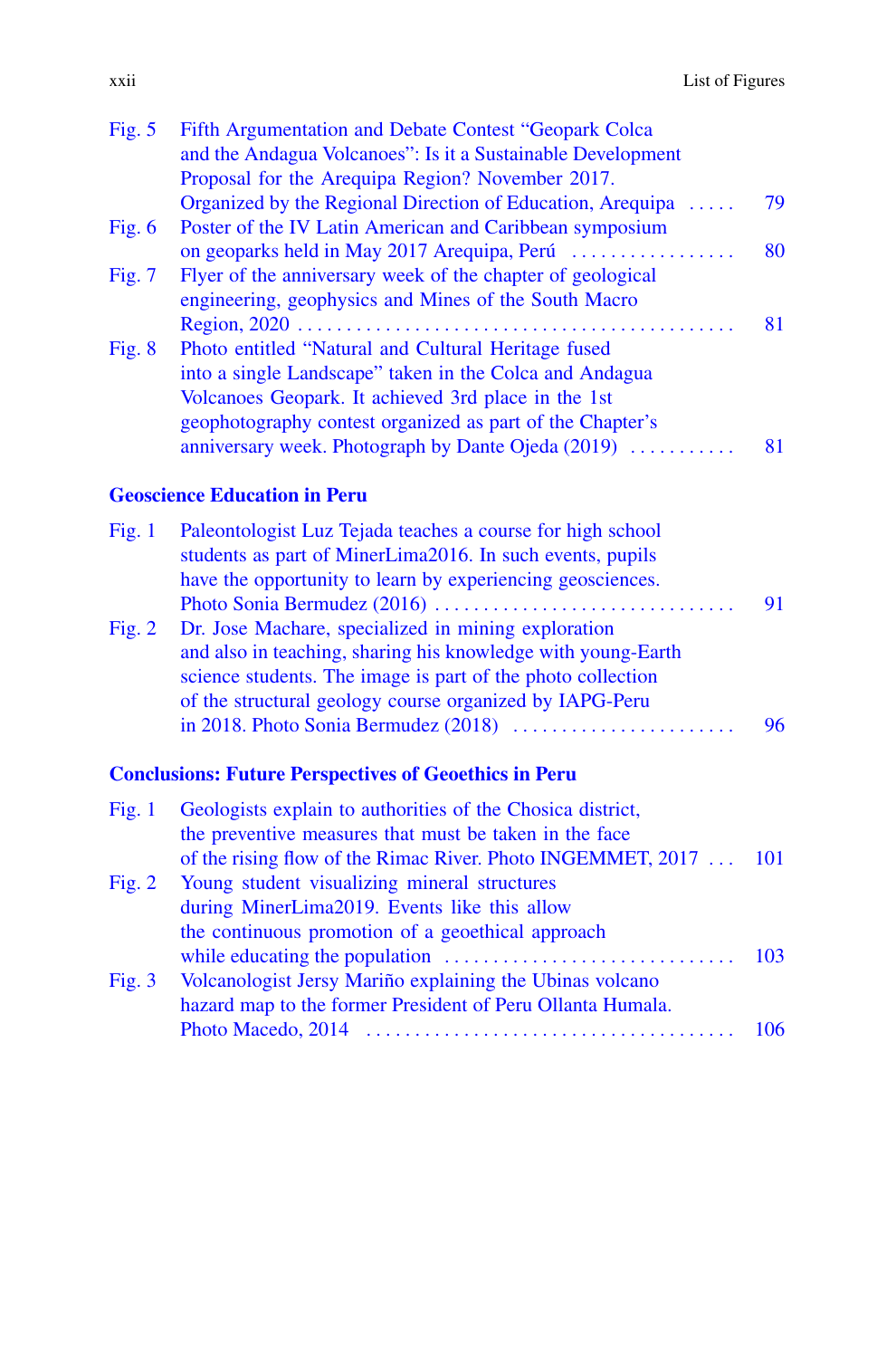Fig. 5 Fifth Argumentation and Debate Contest "Geopark Colca and the Andagua Volcanoes": Is it a Sustainable Development Proposal for the Arequipa Region? November 2017. Organized by the Regional Direction of Education, Arequipa ..... 79

Fig. 6 Poster of the IV Latin American and Caribbean symposium on geoparks held in May 2017 Arequipa, Perú ................. 80

Fig. 7 Flyer of the anniversary week of the chapter of geological engineering, geophysics and Mines of the South Macro Region, 2020 ............................................ 81

Fig. 8 Photo entitled "Natural and Cultural Heritage fused into a single Landscape" taken in the Colca and Andagua Volcanoes Geopark. It achieved 3rd place in the 1st geophotography contest organized as part of the Chapter's anniversary week. Photograph by Dante Ojeda (2019) ........... 81

**Geoscience Education in Peru**

Fig. 1 Paleontologist Luz Tejada teaches a course for high school students as part of MinerLima2016. In such events, pupils have the opportunity to learn by experiencing geosciences. Photo Sonia Bermudez (2016) ............................... 91

Fig. 2 Dr. Jose Machare, specialized in mining exploration and also in teaching, sharing his knowledge with young-Earth science students. The image is part of the photo collection of the structural geology course organized by IAPG-Peru in 2018. Photo Sonia Bermudez (2018) ....................... 96

**Conclusions: Future Perspectives of Geoethics in Peru**

Fig. 1 Geologists explain to authorities of the Chosica district, the preventive measures that must be taken in the face of the rising flow of the Rimac River. Photo INGEMMET, 2017 ... 101

Fig. 2 Young student visualizing mineral structures during MinerLima2019. Events like this allow the continuous promotion of a geoethical approach while educating the population .............................. 103

Fig. 3 Volcanologist Jersy Mariño explaining the Ubinas volcano hazard map to the former President of Peru Ollanta Humala. Photo Macedo, 2014 ..................................... 106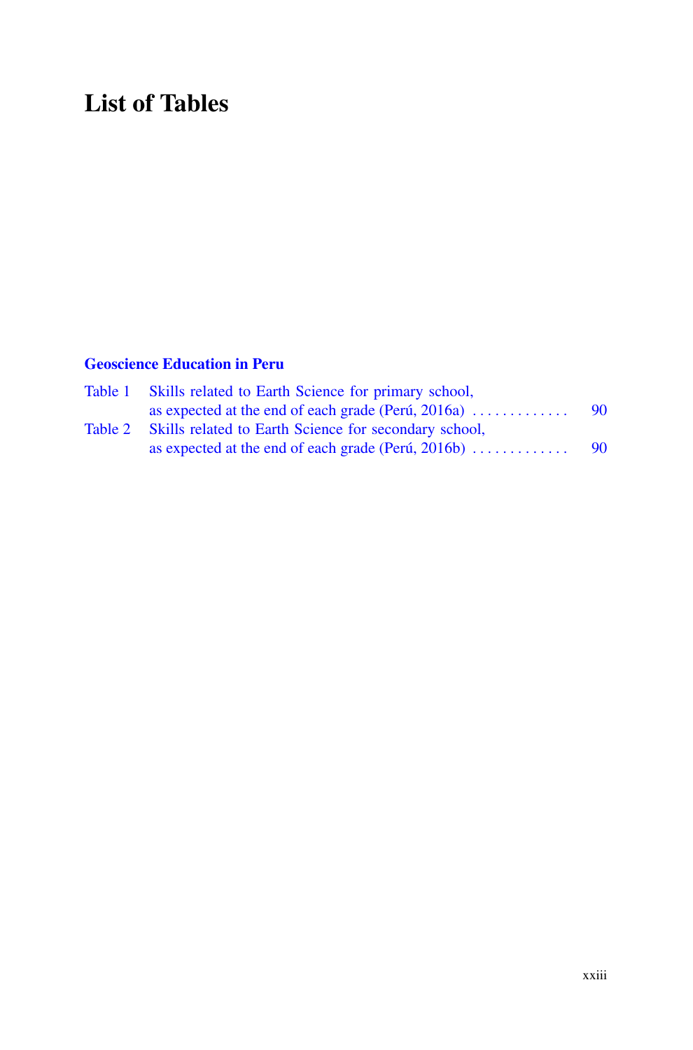# List of Tables

**Geoscience Education in Peru**

Table 1 Skills related to Earth Science for primary school, as expected at the end of each grade (Perú, 2016a) . . . . . . . . . . . . . 90

Table 2 Skills related to Earth Science for secondary school, as expected at the end of each grade (Perú, 2016b) . . . . . . . . . . . . . 90